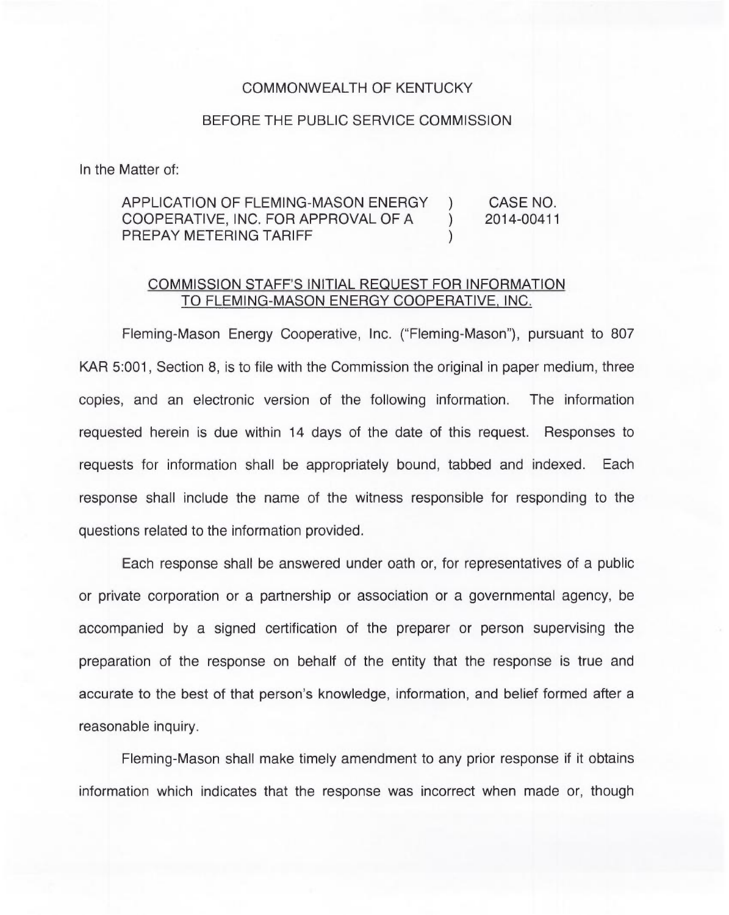COMMONWEALTH OF KENTUCKY

BEFORE THE PUBLIC SERVICE COMMISSION

In the Matter of:

| | | |
|---|---|---|
| APPLICATION OF FLEMING-MASON ENERGY COOPERATIVE, INC. FOR APPROVAL OF A PREPAY METERING TARIFF | ) ) ) | CASE NO. 2014-00411 |

COMMISSION STAFF'S INITIAL REQUEST FOR INFORMATION TO FLEMING-MASON ENERGY COOPERATIVE, INC.

Fleming-Mason Energy Cooperative, Inc. ("Fleming-Mason"), pursuant to 807 KAR 5:001, Section 8, is to file with the Commission the original in paper medium, three copies, and an electronic version of the following information. The information requested herein is due within 14 days of the date of this request. Responses to requests for information shall be appropriately bound, tabbed and indexed. Each response shall include the name of the witness responsible for responding to the questions related to the information provided.

Each response shall be answered under oath or, for representatives of a public or private corporation or a partnership or association or a governmental agency, be accompanied by a signed certification of the preparer or person supervising the preparation of the response on behalf of the entity that the response is true and accurate to the best of that person's knowledge, information, and belief formed after a reasonable inquiry.

Fleming-Mason shall make timely amendment to any prior response if it obtains information which indicates that the response was incorrect when made or, though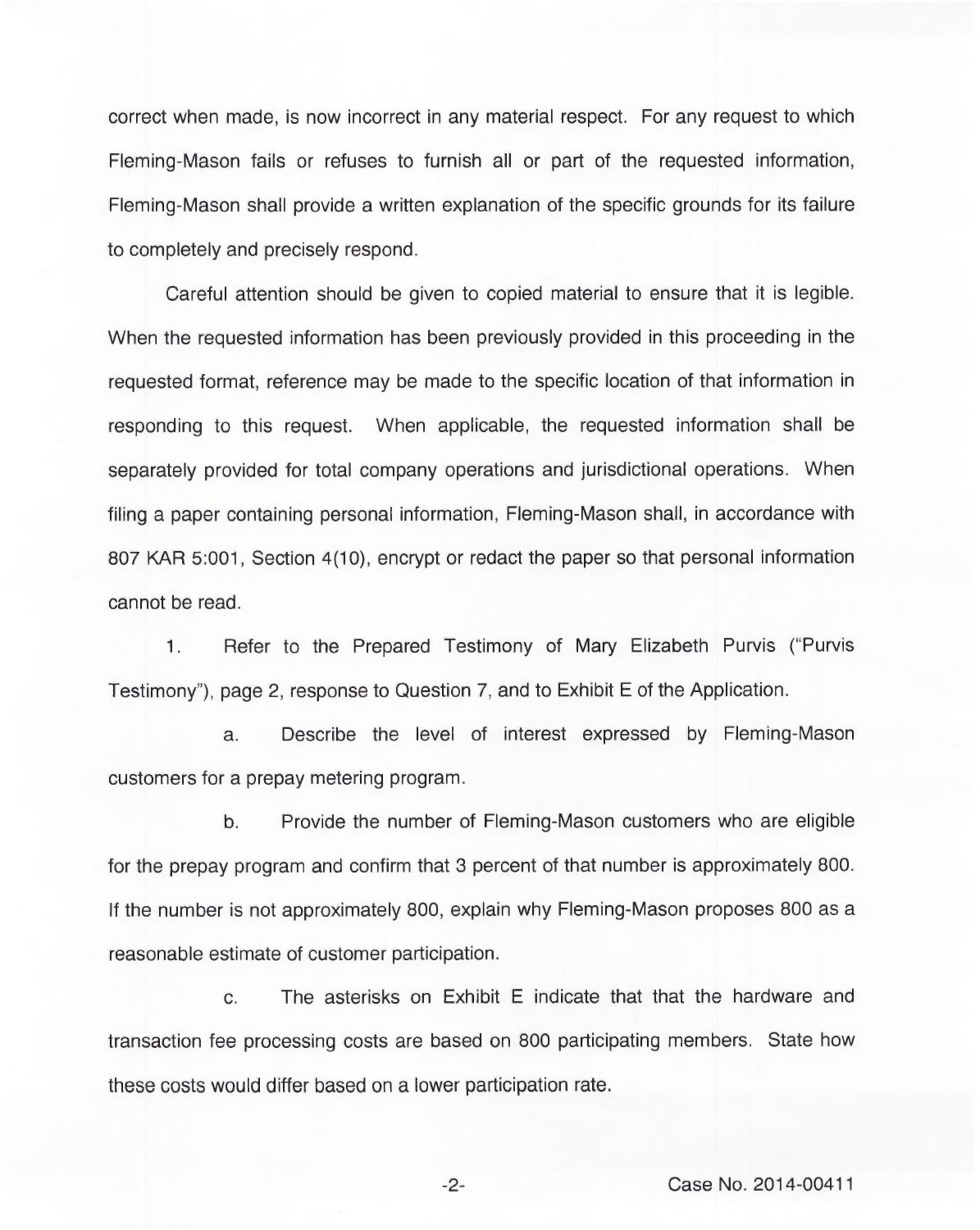correct when made, is now incorrect in any material respect. For any request to which Fleming-Mason fails or refuses to furnish all or part of the requested information, Fleming-Mason shall provide a written explanation of the specific grounds for its failure to completely and precisely respond.

Careful attention should be given to copied material to ensure that it is legible. When the requested information has been previously provided in this proceeding in the requested format, reference may be made to the specific location of that information in responding to this request. When applicable, the requested information shall be separately provided for total company operations and jurisdictional operations. When filing a paper containing personal information, Fleming-Mason shall, in accordance with 807 KAR 5:001, Section 4(10), encrypt or redact the paper so that personal information cannot be read.

1. Refer to the Prepared Testimony of Mary Elizabeth Purvis ("Purvis Testimony"), page 2, response to Question 7, and to Exhibit E of the Application.

   a. Describe the level of interest expressed by Fleming-Mason customers for a prepay metering program.

   b. Provide the number of Fleming-Mason customers who are eligible for the prepay program and confirm that 3 percent of that number is approximately 800. If the number is not approximately 800, explain why Fleming-Mason proposes 800 as a reasonable estimate of customer participation.

   c. The asterisks on Exhibit E indicate that that the hardware and transaction fee processing costs are based on 800 participating members. State how these costs would differ based on a lower participation rate.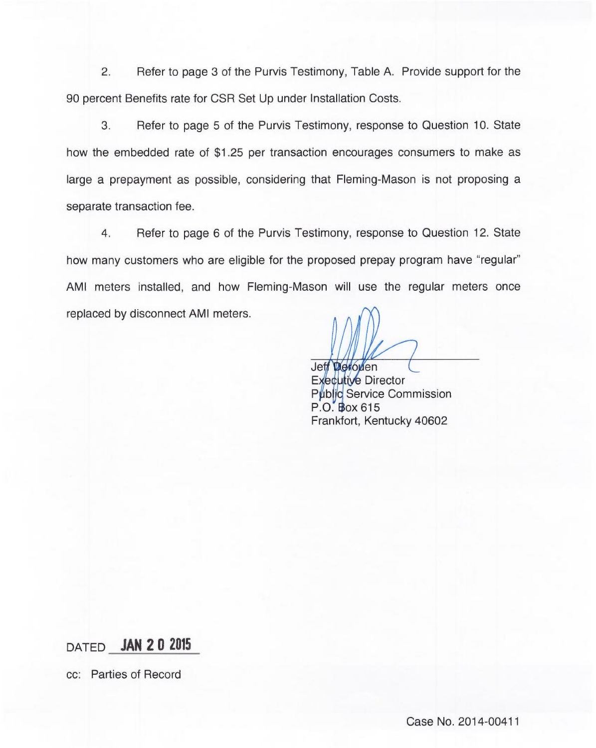2. Refer to page 3 of the Purvis Testimony, Table A. Provide support for the 90 percent Benefits rate for CSR Set Up under Installation Costs.

3. Refer to page 5 of the Purvis Testimony, response to Question 10. State how the embedded rate of $1.25 per transaction encourages consumers to make as large a prepayment as possible, considering that Fleming-Mason is not proposing a separate transaction fee.

4. Refer to page 6 of the Purvis Testimony, response to Question 12. State how many customers who are eligible for the proposed prepay program have "regular" AMI meters installed, and how Fleming-Mason will use the regular meters once replaced by disconnect AMI meters.

Jeff Derouen
Executive Director
Public Service Commission
P.O. Box 615
Frankfort, Kentucky 40602

DATED **JAN 20 2015**

cc: Parties of Record

Case No. 2014-00411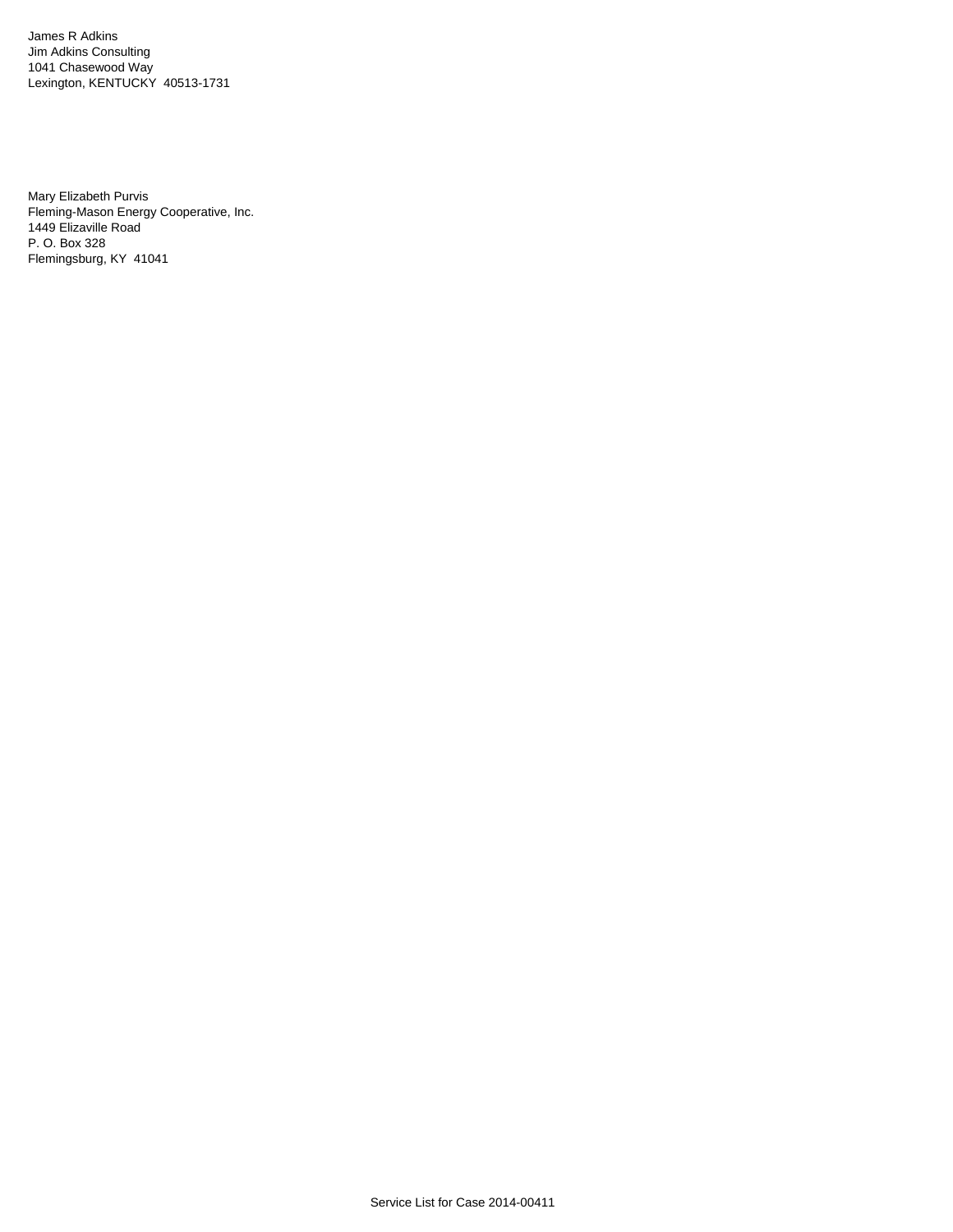James R Adkins
Jim Adkins Consulting
1041 Chasewood Way
Lexington, KENTUCKY  40513-1731

Mary Elizabeth Purvis
Fleming-Mason Energy Cooperative, Inc.
1449 Elizaville Road
P. O. Box 328
Flemingsburg, KY  41041